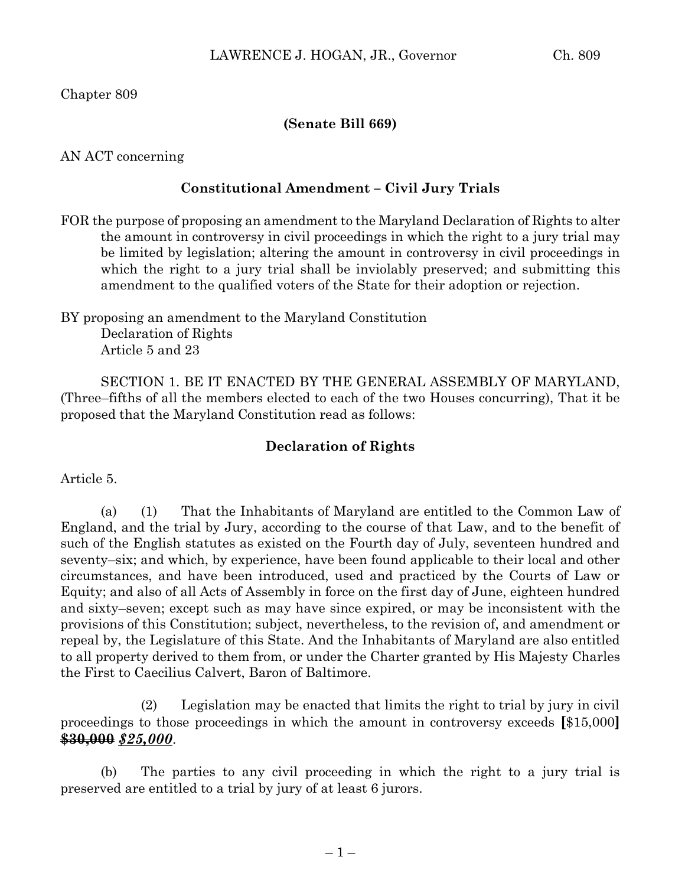Chapter 809

**(Senate Bill 669)**

AN ACT concerning

**Constitutional Amendment – Civil Jury Trials**

FOR the purpose of proposing an amendment to the Maryland Declaration of Rights to alter the amount in controversy in civil proceedings in which the right to a jury trial may be limited by legislation; altering the amount in controversy in civil proceedings in which the right to a jury trial shall be inviolably preserved; and submitting this amendment to the qualified voters of the State for their adoption or rejection.

BY proposing an amendment to the Maryland Constitution
Declaration of Rights
Article 5 and 23

SECTION 1. BE IT ENACTED BY THE GENERAL ASSEMBLY OF MARYLAND, (Three–fifths of all the members elected to each of the two Houses concurring), That it be proposed that the Maryland Constitution read as follows:

**Declaration of Rights**

Article 5.

(a) (1) That the Inhabitants of Maryland are entitled to the Common Law of England, and the trial by Jury, according to the course of that Law, and to the benefit of such of the English statutes as existed on the Fourth day of July, seventeen hundred and seventy–six; and which, by experience, have been found applicable to their local and other circumstances, and have been introduced, used and practiced by the Courts of Law or Equity; and also of all Acts of Assembly in force on the first day of June, eighteen hundred and sixty–seven; except such as may have since expired, or may be inconsistent with the provisions of this Constitution; subject, nevertheless, to the revision of, and amendment or repeal by, the Legislature of this State. And the Inhabitants of Maryland are also entitled to all property derived to them from, or under the Charter granted by His Majesty Charles the First to Caecilius Calvert, Baron of Baltimore.

(2) Legislation may be enacted that limits the right to trial by jury in civil proceedings to those proceedings in which the amount in controversy exceeds [$15,000] ~~**$30,000**~~ ***$25,000***.

(b) The parties to any civil proceeding in which the right to a jury trial is preserved are entitled to a trial by jury of at least 6 jurors.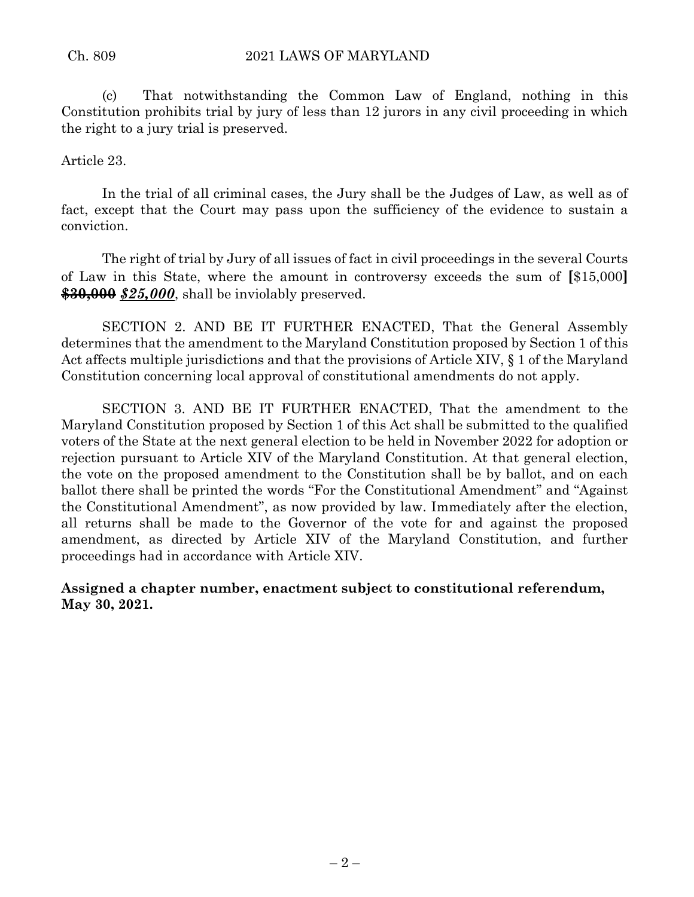(c) That notwithstanding the Common Law of England, nothing in this Constitution prohibits trial by jury of less than 12 jurors in any civil proceeding in which the right to a jury trial is preserved.

Article 23.

In the trial of all criminal cases, the Jury shall be the Judges of Law, as well as of fact, except that the Court may pass upon the sufficiency of the evidence to sustain a conviction.

The right of trial by Jury of all issues of fact in civil proceedings in the several Courts of Law in this State, where the amount in controversy exceeds the sum of **[**$15,000**]** ~~**$30,000**~~ ***$25,000***, shall be inviolably preserved.

SECTION 2. AND BE IT FURTHER ENACTED, That the General Assembly determines that the amendment to the Maryland Constitution proposed by Section 1 of this Act affects multiple jurisdictions and that the provisions of Article XIV, § 1 of the Maryland Constitution concerning local approval of constitutional amendments do not apply.

SECTION 3. AND BE IT FURTHER ENACTED, That the amendment to the Maryland Constitution proposed by Section 1 of this Act shall be submitted to the qualified voters of the State at the next general election to be held in November 2022 for adoption or rejection pursuant to Article XIV of the Maryland Constitution. At that general election, the vote on the proposed amendment to the Constitution shall be by ballot, and on each ballot there shall be printed the words "For the Constitutional Amendment" and "Against the Constitutional Amendment", as now provided by law. Immediately after the election, all returns shall be made to the Governor of the vote for and against the proposed amendment, as directed by Article XIV of the Maryland Constitution, and further proceedings had in accordance with Article XIV.

**Assigned a chapter number, enactment subject to constitutional referendum, May 30, 2021.**